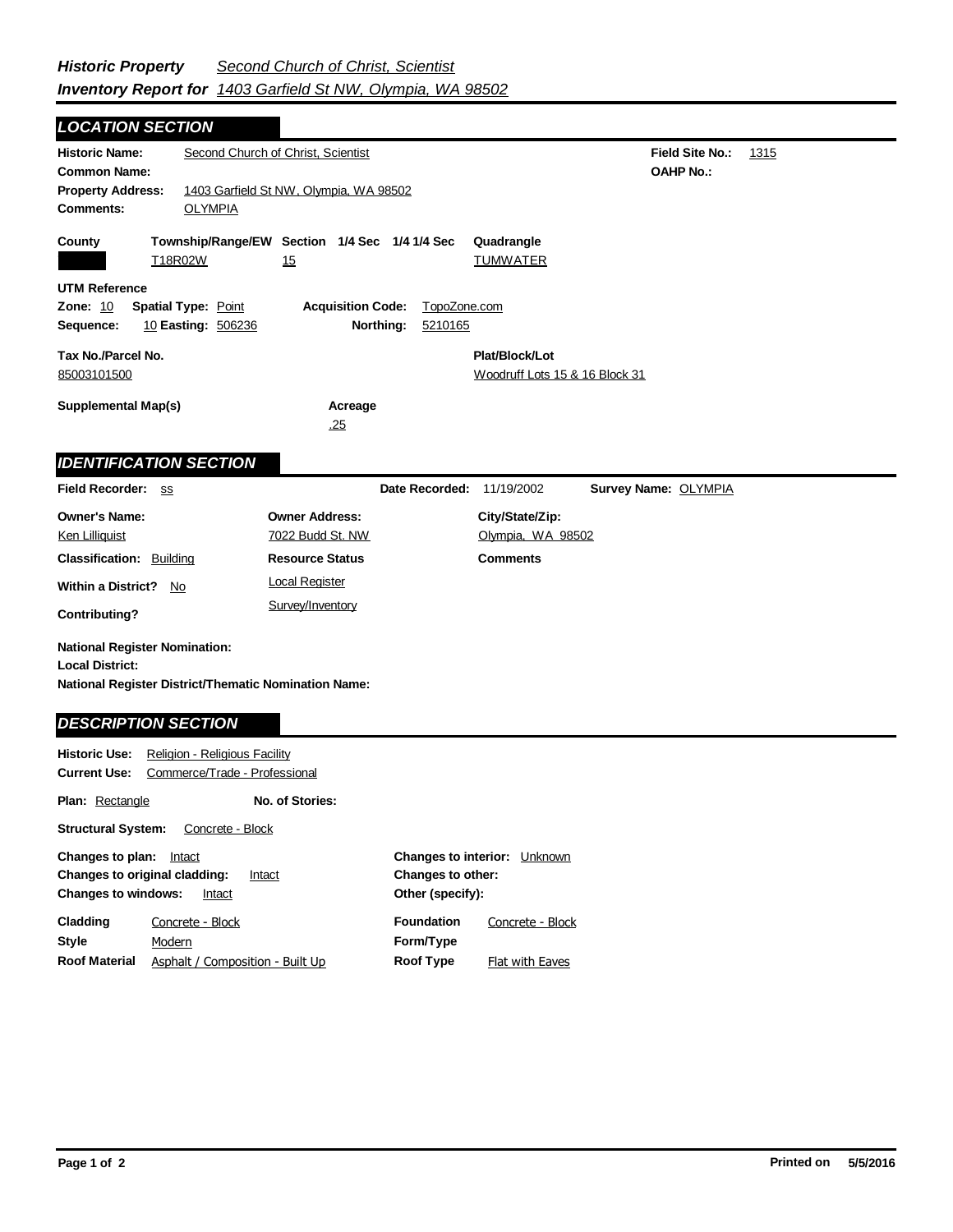# *Historic Property Inventory Report for* *Second Church of Christ, Scientist* *1403 Garfield St NW, Olympia, WA 98502*

## LOCATION SECTION

**Historic Name:** Second Church of Christ, Scientist

**Common Name:**

**Property Address:** 1403 Garfield St NW, Olympia, WA 98502

**Comments:** OLYMPIA

**Field Site No.:** 1315

**OAHP No.:**

| County | Township/Range/EW | Section | 1/4 Sec | 1/4 1/4 Sec | Quadrangle |
|---|---|---|---|---|---|
| | T18R02W | 15 | | | TUMWATER |

**UTM Reference**

**Zone:** 10 **Spatial Type:** Point **Acquisition Code:** TopoZone.com

**Sequence:** 10 **Easting:** 506236 **Northing:** 5210165

**Tax No./Parcel No.** 85003101500

**Plat/Block/Lot** Woodruff Lots 15 & 16 Block 31

**Supplemental Map(s)**

**Acreage** .25

## IDENTIFICATION SECTION

**Field Recorder:** ss **Date Recorded:** 11/19/2002 **Survey Name:** OLYMPIA

| Owner's Name: | Owner Address: | City/State/Zip: |
|---|---|---|
| Ken Lilliquist | 7022 Budd St. NW | Olympia, WA 98502 |

**Classification:** Building

**Resource Status:** Local Register; Survey/Inventory

**Comments**

**Within a District?** No

**Contributing?**

**National Register Nomination:**

**Local District:**

**National Register District/Thematic Nomination Name:**

## DESCRIPTION SECTION

**Historic Use:** Religion - Religious Facility

**Current Use:** Commerce/Trade - Professional

**Plan:** Rectangle **No. of Stories:**

**Structural System:** Concrete - Block

**Changes to plan:** Intact

**Changes to original cladding:** Intact

**Changes to windows:** Intact

**Changes to interior:** Unknown

**Changes to other:**

**Other (specify):**

**Cladding** Concrete - Block

**Style** Modern

**Roof Material** Asphalt / Composition - Built Up

**Foundation** Concrete - Block

**Form/Type**

**Roof Type** Flat with Eaves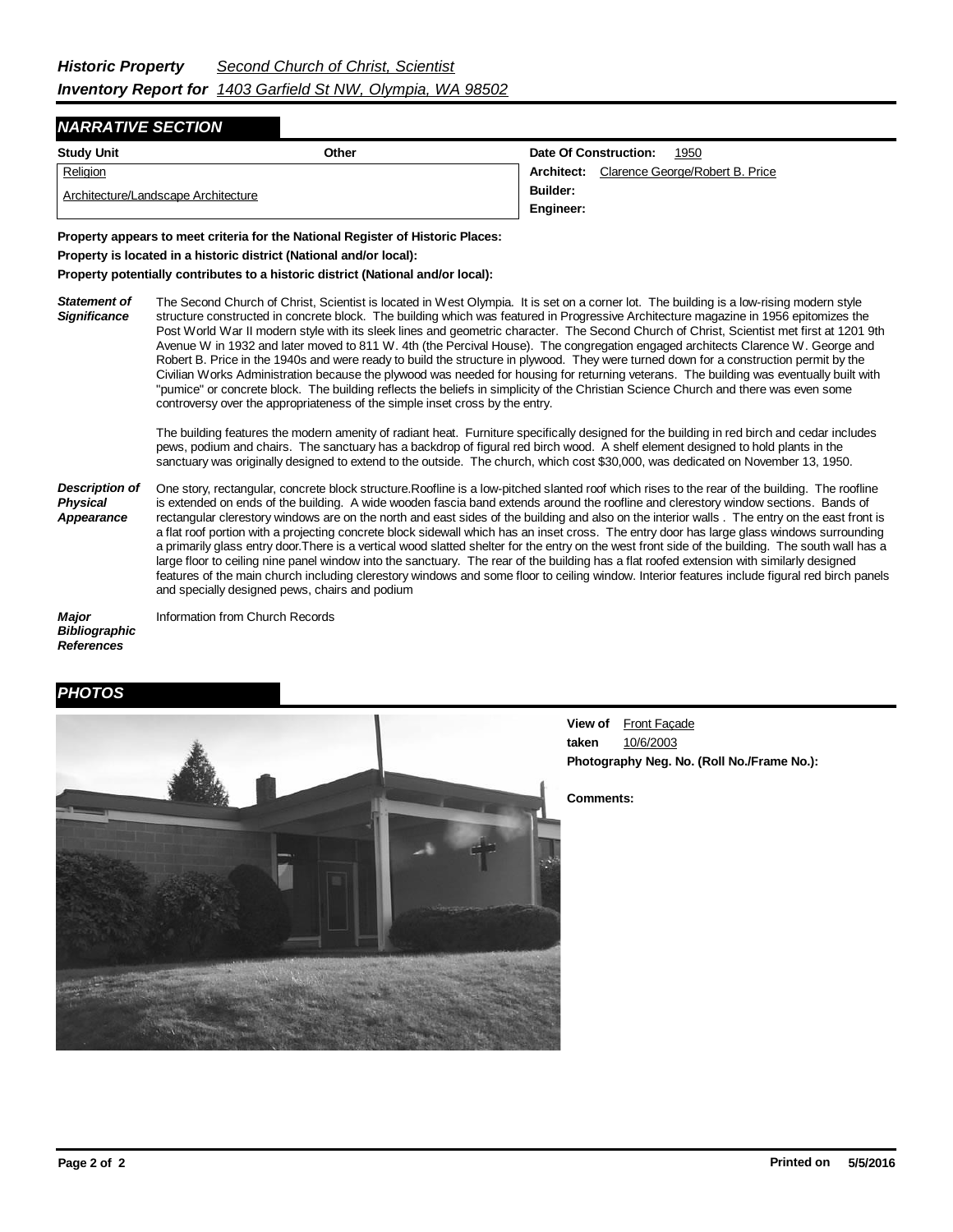***Historic Property*** *Second Church of Christ, Scientist*
***Inventory Report for*** *1403 Garfield St NW, Olympia, WA 98502*

## *NARRATIVE SECTION*

| Study Unit | Other |
|---|---|
| Religion | |
| Architecture/Landscape Architecture | |

**Date Of Construction:** 1950
**Architect:** Clarence George/Robert B. Price
**Builder:**
**Engineer:**

**Property appears to meet criteria for the National Register of Historic Places:**
**Property is located in a historic district (National and/or local):**
**Property potentially contributes to a historic district (National and/or local):**

***Statement of Significance***

The Second Church of Christ, Scientist is located in West Olympia. It is set on a corner lot. The building is a low-rising modern style structure constructed in concrete block. The building which was featured in Progressive Architecture magazine in 1956 epitomizes the Post World War II modern style with its sleek lines and geometric character. The Second Church of Christ, Scientist met first at 1201 9th Avenue W in 1932 and later moved to 811 W. 4th (the Percival House). The congregation engaged architects Clarence W. George and Robert B. Price in the 1940s and were ready to build the structure in plywood. They were turned down for a construction permit by the Civilian Works Administration because the plywood was needed for housing for returning veterans. The building was eventually built with "pumice" or concrete block. The building reflects the beliefs in simplicity of the Christian Science Church and there was even some controversy over the appropriateness of the simple inset cross by the entry.

The building features the modern amenity of radiant heat. Furniture specifically designed for the building in red birch and cedar includes pews, podium and chairs. The sanctuary has a backdrop of figural red birch wood. A shelf element designed to hold plants in the sanctuary was originally designed to extend to the outside. The church, which cost $30,000, was dedicated on November 13, 1950.

***Description of Physical Appearance***

One story, rectangular, concrete block structure.Roofline is a low-pitched slanted roof which rises to the rear of the building. The roofline is extended on ends of the building. A wide wooden fascia band extends around the roofline and clerestory window sections. Bands of rectangular clerestory windows are on the north and east sides of the building and also on the interior walls . The entry on the east front is a flat roof portion with a projecting concrete block sidewall which has an inset cross. The entry door has large glass windows surrounding a primarily glass entry door.There is a vertical wood slatted shelter for the entry on the west front side of the building. The south wall has a large floor to ceiling nine panel window into the sanctuary. The rear of the building has a flat roofed extension with similarly designed features of the main church including clerestory windows and some floor to ceiling window. Interior features include figural red birch panels and specially designed pews, chairs and podium

***Major Bibliographic References***

Information from Church Records

## *PHOTOS*

**View of** Front Façade
**taken** 10/6/2003
**Photography Neg. No. (Roll No./Frame No.):**

**Comments:**

**Printed on** 5/5/2016